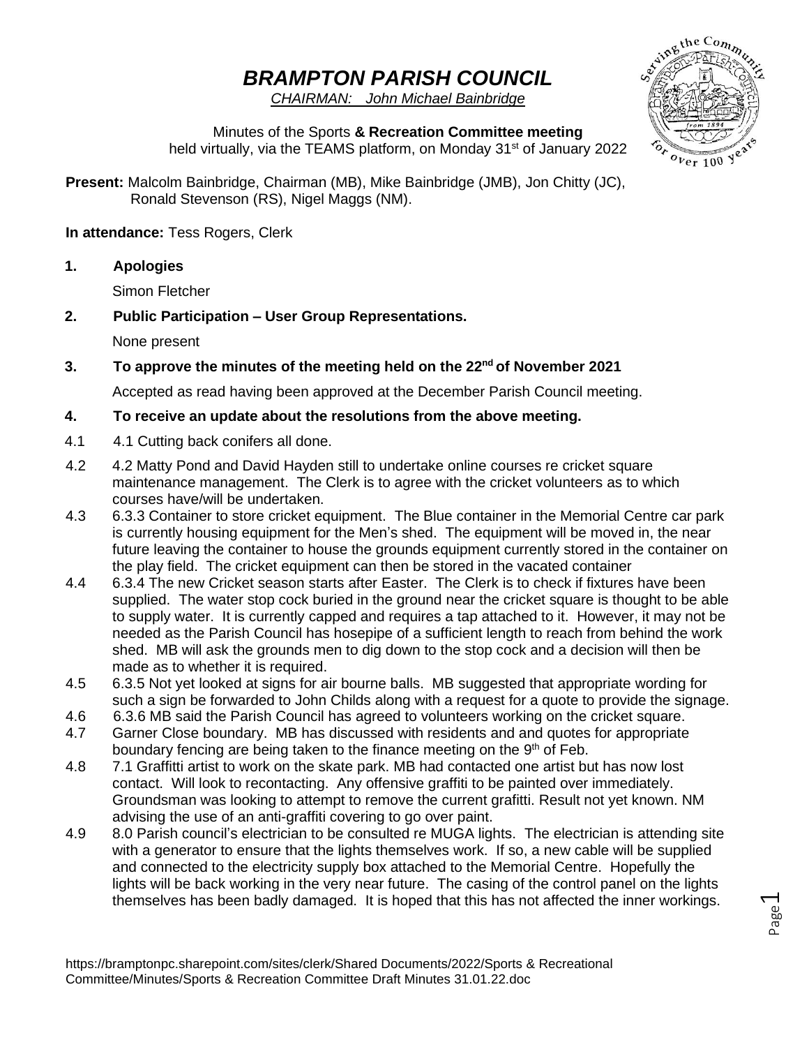# *BRAMPTON PARISH COUNCIL*

*CHAIRMAN: John Michael Bainbridge*

Minutes of the Sports **& Recreation Committee meeting**
held virtually, via the TEAMS platform, on Monday 31st of January 2022

**Present:** Malcolm Bainbridge, Chairman (MB), Mike Bainbridge (JMB), Jon Chitty (JC), Ronald Stevenson (RS), Nigel Maggs (NM).

**In attendance:** Tess Rogers, Clerk

**1. Apologies**

Simon Fletcher

**2. Public Participation – User Group Representations.**

None present

**3. To approve the minutes of the meeting held on the 22nd of November 2021**

Accepted as read having been approved at the December Parish Council meeting.

**4. To receive an update about the resolutions from the above meeting.**

4.1 4.1 Cutting back conifers all done.

4.2 4.2 Matty Pond and David Hayden still to undertake online courses re cricket square maintenance management. The Clerk is to agree with the cricket volunteers as to which courses have/will be undertaken.

4.3 6.3.3 Container to store cricket equipment. The Blue container in the Memorial Centre car park is currently housing equipment for the Men's shed. The equipment will be moved in, the near future leaving the container to house the grounds equipment currently stored in the container on the play field. The cricket equipment can then be stored in the vacated container

4.4 6.3.4 The new Cricket season starts after Easter. The Clerk is to check if fixtures have been supplied. The water stop cock buried in the ground near the cricket square is thought to be able to supply water. It is currently capped and requires a tap attached to it. However, it may not be needed as the Parish Council has hosepipe of a sufficient length to reach from behind the work shed. MB will ask the grounds men to dig down to the stop cock and a decision will then be made as to whether it is required.

4.5 6.3.5 Not yet looked at signs for air bourne balls. MB suggested that appropriate wording for such a sign be forwarded to John Childs along with a request for a quote to provide the signage.

4.6 6.3.6 MB said the Parish Council has agreed to volunteers working on the cricket square.

4.7 Garner Close boundary. MB has discussed with residents and and quotes for appropriate boundary fencing are being taken to the finance meeting on the 9th of Feb.

4.8 7.1 Graffitti artist to work on the skate park. MB had contacted one artist but has now lost contact. Will look to recontacting. Any offensive graffiti to be painted over immediately. Groundsman was looking to attempt to remove the current grafitti. Result not yet known. NM advising the use of an anti-graffiti covering to go over paint.

4.9 8.0 Parish council's electrician to be consulted re MUGA lights. The electrician is attending site with a generator to ensure that the lights themselves work. If so, a new cable will be supplied and connected to the electricity supply box attached to the Memorial Centre. Hopefully the lights will be back working in the very near future. The casing of the control panel on the lights themselves has been badly damaged. It is hoped that this has not affected the inner workings.

https://bramptonpc.sharepoint.com/sites/clerk/Shared Documents/2022/Sports & Recreational Committee/Minutes/Sports & Recreation Committee Draft Minutes 31.01.22.doc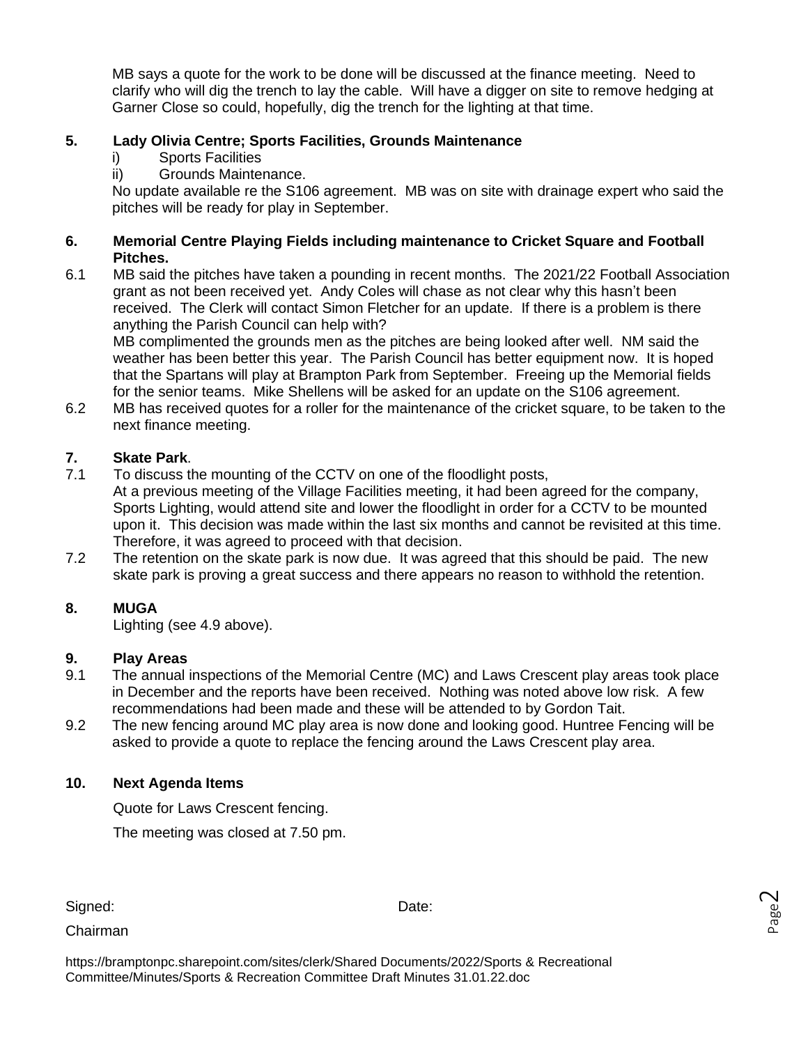MB says a quote for the work to be done will be discussed at the finance meeting. Need to clarify who will dig the trench to lay the cable. Will have a digger on site to remove hedging at Garner Close so could, hopefully, dig the trench for the lighting at that time.

**5. Lady Olivia Centre; Sports Facilities, Grounds Maintenance**

i) Sports Facilities
ii) Grounds Maintenance.

No update available re the S106 agreement. MB was on site with drainage expert who said the pitches will be ready for play in September.

**6. Memorial Centre Playing Fields including maintenance to Cricket Square and Football Pitches.**

6.1 MB said the pitches have taken a pounding in recent months. The 2021/22 Football Association grant as not been received yet. Andy Coles will chase as not clear why this hasn't been received. The Clerk will contact Simon Fletcher for an update. If there is a problem is there anything the Parish Council can help with?
MB complimented the grounds men as the pitches are being looked after well. NM said the weather has been better this year. The Parish Council has better equipment now. It is hoped that the Spartans will play at Brampton Park from September. Freeing up the Memorial fields for the senior teams. Mike Shellens will be asked for an update on the S106 agreement.

6.2 MB has received quotes for a roller for the maintenance of the cricket square, to be taken to the next finance meeting.

**7. Skate Park**.

7.1 To discuss the mounting of the CCTV on one of the floodlight posts,
At a previous meeting of the Village Facilities meeting, it had been agreed for the company, Sports Lighting, would attend site and lower the floodlight in order for a CCTV to be mounted upon it. This decision was made within the last six months and cannot be revisited at this time. Therefore, it was agreed to proceed with that decision.

7.2 The retention on the skate park is now due. It was agreed that this should be paid. The new skate park is proving a great success and there appears no reason to withhold the retention.

**8. MUGA**

Lighting (see 4.9 above).

**9. Play Areas**

9.1 The annual inspections of the Memorial Centre (MC) and Laws Crescent play areas took place in December and the reports have been received. Nothing was noted above low risk. A few recommendations had been made and these will be attended to by Gordon Tait.

9.2 The new fencing around MC play area is now done and looking good. Huntree Fencing will be asked to provide a quote to replace the fencing around the Laws Crescent play area.

**10. Next Agenda Items**

Quote for Laws Crescent fencing.

The meeting was closed at 7.50 pm.

Signed: Date:

Chairman

https://bramptonpc.sharepoint.com/sites/clerk/Shared Documents/2022/Sports & Recreational Committee/Minutes/Sports & Recreation Committee Draft Minutes 31.01.22.doc